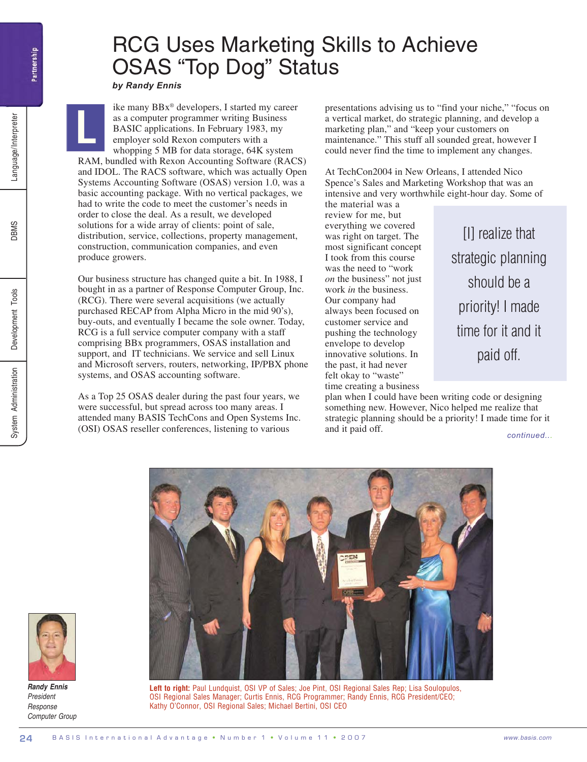# RCG Uses Marketing Skills to Achieve OSAS "Top Dog" Status

***by Randy Ennis***

Like many BBx® developers, I started my career as a computer programmer writing Business BASIC applications. In February 1983, my employer sold Rexon computers with a whopping 5 MB for data storage, 64K system RAM, bundled with Rexon Accounting Software (RACS) and IDOL. The RACS software, which was actually Open Systems Accounting Software (OSAS) version 1.0, was a basic accounting package. With no vertical packages, we had to write the code to meet the customer's needs in order to close the deal. As a result, we developed solutions for a wide array of clients: point of sale, distribution, service, collections, property management, construction, communication companies, and even produce growers.

Our business structure has changed quite a bit. In 1988, I bought in as a partner of Response Computer Group, Inc. (RCG). There were several acquisitions (we actually purchased RECAP from Alpha Micro in the mid 90's), buy-outs, and eventually I became the sole owner. Today, RCG is a full service computer company with a staff comprising BBx programmers, OSAS installation and support, and IT technicians. We service and sell Linux and Microsoft servers, routers, networking, IP/PBX phone systems, and OSAS accounting software.

As a Top 25 OSAS dealer during the past four years, we were successful, but spread across too many areas. I attended many BASIS TechCons and Open Systems Inc. (OSI) OSAS reseller conferences, listening to various presentations advising us to "find your niche," "focus on a vertical market, do strategic planning, and develop a marketing plan," and "keep your customers on maintenance." This stuff all sounded great, however I could never find the time to implement any changes.

At TechCon2004 in New Orleans, I attended Nico Spence's Sales and Marketing Workshop that was an intensive and very worthwhile eight-hour day. Some of the material was a review for me, but everything we covered was right on target. The most significant concept I took from this course was the need to "work *on* the business" not just work *in* the business. Our company had always been focused on customer service and pushing the technology envelope to develop innovative solutions. In the past, it had never felt okay to "waste" time creating a business plan when I could have been writing code or designing something new. However, Nico helped me realize that strategic planning should be a priority! I made time for it and it paid off.

> [I] realize that strategic planning should be a priority! I made time for it and it paid off.

*continued...*

**Left to right:** Paul Lundquist, OSI VP of Sales; Joe Pint, OSI Regional Sales Rep; Lisa Soulopulos, OSI Regional Sales Manager; Curtis Ennis, RCG Programmer; Randy Ennis, RCG President/CEO; Kathy O'Connor, OSI Regional Sales; Michael Bertini, OSI CEO

***Randy Ennis***
*President*
*Response Computer Group*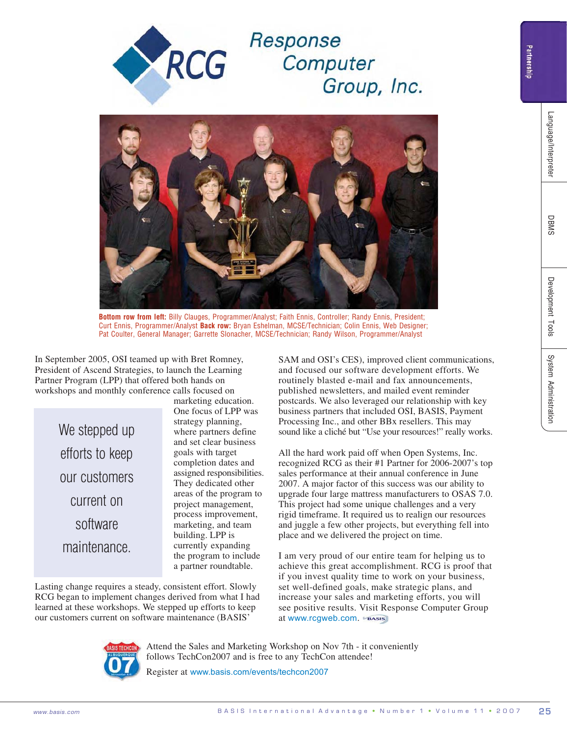# Response Computer Group, Inc.

**Bottom row from left:** Billy Clauges, Programmer/Analyst; Faith Ennis, Controller; Randy Ennis, President; Curt Ennis, Programmer/Analyst **Back row:** Bryan Eshelman, MCSE/Technician; Colin Ennis, Web Designer; Pat Coulter, General Manager; Garrette Slonacher, MCSE/Technician; Randy Wilson, Programmer/Analyst

In September 2005, OSI teamed up with Bret Romney, President of Ascend Strategies, to launch the Learning Partner Program (LPP) that offered both hands on workshops and monthly conference calls focused on marketing education. One focus of LPP was strategy planning, where partners define and set clear business goals with target completion dates and assigned responsibilities. They dedicated other areas of the program to project management, process improvement, marketing, and team building. LPP is currently expanding the program to include a partner roundtable.

> We stepped up efforts to keep our customers current on software maintenance.

Lasting change requires a steady, consistent effort. Slowly RCG began to implement changes derived from what I had learned at these workshops. We stepped up efforts to keep our customers current on software maintenance (BASIS' SAM and OSI's CES), improved client communications, and focused our software development efforts. We routinely blasted e-mail and fax announcements, published newsletters, and mailed event reminder postcards. We also leveraged our relationship with key business partners that included OSI, BASIS, Payment Processing Inc., and other BBx resellers. This may sound like a cliché but "Use your resources!" really works.

All the hard work paid off when Open Systems, Inc. recognized RCG as their #1 Partner for 2006-2007's top sales performance at their annual conference in June 2007. A major factor of this success was our ability to upgrade four large mattress manufacturers to OSAS 7.0. This project had some unique challenges and a very rigid timeframe. It required us to realign our resources and juggle a few other projects, but everything fell into place and we delivered the project on time.

I am very proud of our entire team for helping us to achieve this great accomplishment. RCG is proof that if you invest quality time to work on your business, set well-defined goals, make strategic plans, and increase your sales and marketing efforts, you will see positive results. Visit Response Computer Group at www.rcgweb.com.

Attend the Sales and Marketing Workshop on Nov 7th - it conveniently follows TechCon2007 and is free to any TechCon attendee!

Register at www.basis.com/events/techcon2007